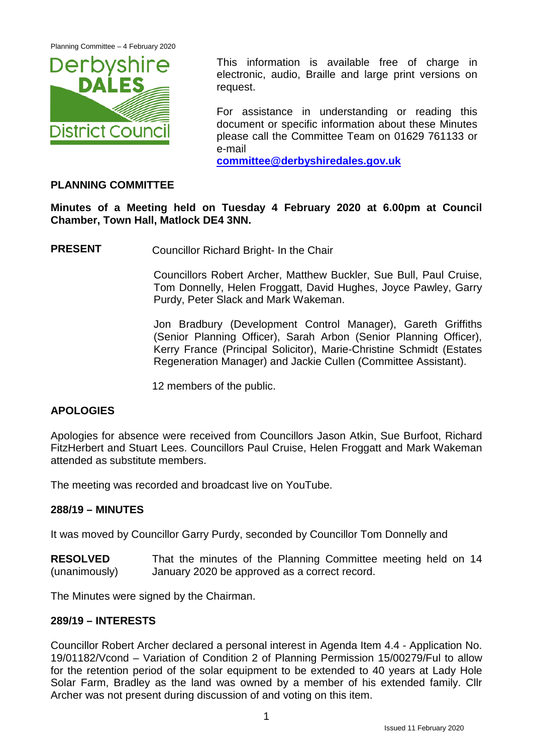This information is available free of charge in electronic, audio, Braille and large print versions on request.

For assistance in understanding or reading this document or specific information about these Minutes please call the Committee Team on 01629 761133 or e-mail **committee@derbyshiredales.gov.uk**

## PLANNING COMMITTEE

**Minutes of a Meeting held on Tuesday 4 February 2020 at 6.00pm at Council Chamber, Town Hall, Matlock DE4 3NN.**

**PRESENT** Councillor Richard Bright- In the Chair

Councillors Robert Archer, Matthew Buckler, Sue Bull, Paul Cruise, Tom Donnelly, Helen Froggatt, David Hughes, Joyce Pawley, Garry Purdy, Peter Slack and Mark Wakeman.

Jon Bradbury (Development Control Manager), Gareth Griffiths (Senior Planning Officer), Sarah Arbon (Senior Planning Officer), Kerry France (Principal Solicitor), Marie-Christine Schmidt (Estates Regeneration Manager) and Jackie Cullen (Committee Assistant).

12 members of the public.

### APOLOGIES

Apologies for absence were received from Councillors Jason Atkin, Sue Burfoot, Richard FitzHerbert and Stuart Lees. Councillors Paul Cruise, Helen Froggatt and Mark Wakeman attended as substitute members.

The meeting was recorded and broadcast live on YouTube.

### 288/19 – MINUTES

It was moved by Councillor Garry Purdy, seconded by Councillor Tom Donnelly and

**RESOLVED** (unanimously) That the minutes of the Planning Committee meeting held on 14 January 2020 be approved as a correct record.

The Minutes were signed by the Chairman.

### 289/19 – INTERESTS

Councillor Robert Archer declared a personal interest in Agenda Item 4.4 - Application No. 19/01182/Vcond – Variation of Condition 2 of Planning Permission 15/00279/Ful to allow for the retention period of the solar equipment to be extended to 40 years at Lady Hole Solar Farm, Bradley as the land was owned by a member of his extended family. Cllr Archer was not present during discussion of and voting on this item.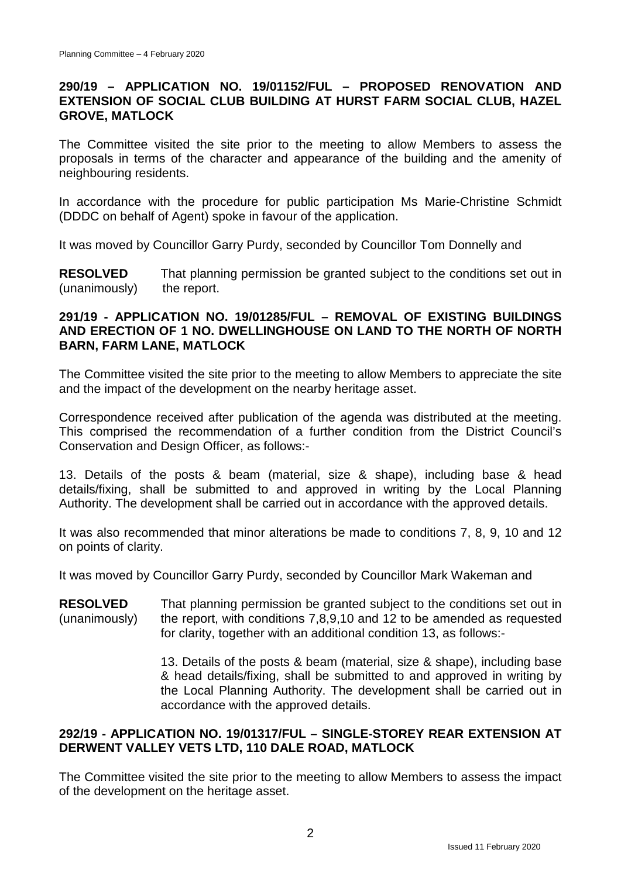## 290/19 – APPLICATION NO. 19/01152/FUL – PROPOSED RENOVATION AND EXTENSION OF SOCIAL CLUB BUILDING AT HURST FARM SOCIAL CLUB, HAZEL GROVE, MATLOCK

The Committee visited the site prior to the meeting to allow Members to assess the proposals in terms of the character and appearance of the building and the amenity of neighbouring residents.

In accordance with the procedure for public participation Ms Marie-Christine Schmidt (DDDC on behalf of Agent) spoke in favour of the application.

It was moved by Councillor Garry Purdy, seconded by Councillor Tom Donnelly and

**RESOLVED** (unanimously) That planning permission be granted subject to the conditions set out in the report.

## 291/19 - APPLICATION NO. 19/01285/FUL – REMOVAL OF EXISTING BUILDINGS AND ERECTION OF 1 NO. DWELLINGHOUSE ON LAND TO THE NORTH OF NORTH BARN, FARM LANE, MATLOCK

The Committee visited the site prior to the meeting to allow Members to appreciate the site and the impact of the development on the nearby heritage asset.

Correspondence received after publication of the agenda was distributed at the meeting. This comprised the recommendation of a further condition from the District Council's Conservation and Design Officer, as follows:-

13. Details of the posts & beam (material, size & shape), including base & head details/fixing, shall be submitted to and approved in writing by the Local Planning Authority. The development shall be carried out in accordance with the approved details.

It was also recommended that minor alterations be made to conditions 7, 8, 9, 10 and 12 on points of clarity.

It was moved by Councillor Garry Purdy, seconded by Councillor Mark Wakeman and

**RESOLVED** (unanimously) That planning permission be granted subject to the conditions set out in the report, with conditions 7,8,9,10 and 12 to be amended as requested for clarity, together with an additional condition 13, as follows:-

> 13. Details of the posts & beam (material, size & shape), including base & head details/fixing, shall be submitted to and approved in writing by the Local Planning Authority. The development shall be carried out in accordance with the approved details.

## 292/19 - APPLICATION NO. 19/01317/FUL – SINGLE-STOREY REAR EXTENSION AT DERWENT VALLEY VETS LTD, 110 DALE ROAD, MATLOCK

The Committee visited the site prior to the meeting to allow Members to assess the impact of the development on the heritage asset.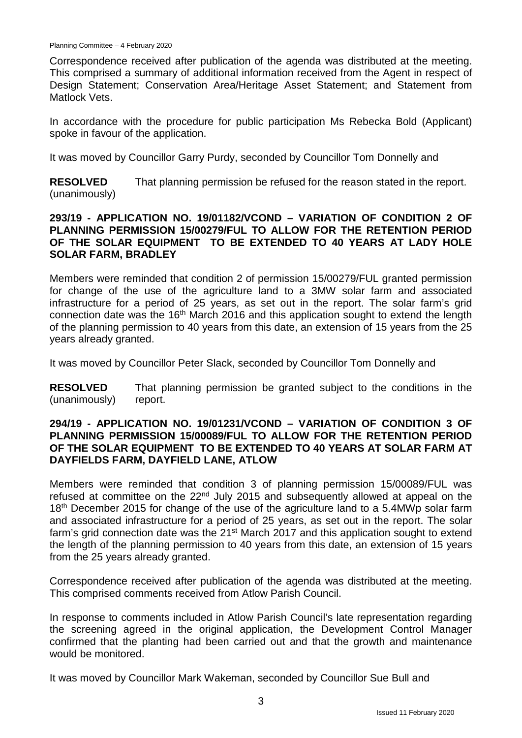Correspondence received after publication of the agenda was distributed at the meeting. This comprised a summary of additional information received from the Agent in respect of Design Statement; Conservation Area/Heritage Asset Statement; and Statement from Matlock Vets.

In accordance with the procedure for public participation Ms Rebecka Bold (Applicant) spoke in favour of the application.

It was moved by Councillor Garry Purdy, seconded by Councillor Tom Donnelly and

**RESOLVED** (unanimously) That planning permission be refused for the reason stated in the report.

## 293/19 - APPLICATION NO. 19/01182/VCOND – VARIATION OF CONDITION 2 OF PLANNING PERMISSION 15/00279/FUL TO ALLOW FOR THE RETENTION PERIOD OF THE SOLAR EQUIPMENT TO BE EXTENDED TO 40 YEARS AT LADY HOLE SOLAR FARM, BRADLEY

Members were reminded that condition 2 of permission 15/00279/FUL granted permission for change of the use of the agriculture land to a 3MW solar farm and associated infrastructure for a period of 25 years, as set out in the report. The solar farm's grid connection date was the 16th March 2016 and this application sought to extend the length of the planning permission to 40 years from this date, an extension of 15 years from the 25 years already granted.

It was moved by Councillor Peter Slack, seconded by Councillor Tom Donnelly and

**RESOLVED** (unanimously) That planning permission be granted subject to the conditions in the report.

## 294/19 - APPLICATION NO. 19/01231/VCOND – VARIATION OF CONDITION 3 OF PLANNING PERMISSION 15/00089/FUL TO ALLOW FOR THE RETENTION PERIOD OF THE SOLAR EQUIPMENT TO BE EXTENDED TO 40 YEARS AT SOLAR FARM AT DAYFIELDS FARM, DAYFIELD LANE, ATLOW

Members were reminded that condition 3 of planning permission 15/00089/FUL was refused at committee on the 22nd July 2015 and subsequently allowed at appeal on the 18th December 2015 for change of the use of the agriculture land to a 5.4MWp solar farm and associated infrastructure for a period of 25 years, as set out in the report. The solar farm's grid connection date was the 21st March 2017 and this application sought to extend the length of the planning permission to 40 years from this date, an extension of 15 years from the 25 years already granted.

Correspondence received after publication of the agenda was distributed at the meeting. This comprised comments received from Atlow Parish Council.

In response to comments included in Atlow Parish Council's late representation regarding the screening agreed in the original application, the Development Control Manager confirmed that the planting had been carried out and that the growth and maintenance would be monitored.

It was moved by Councillor Mark Wakeman, seconded by Councillor Sue Bull and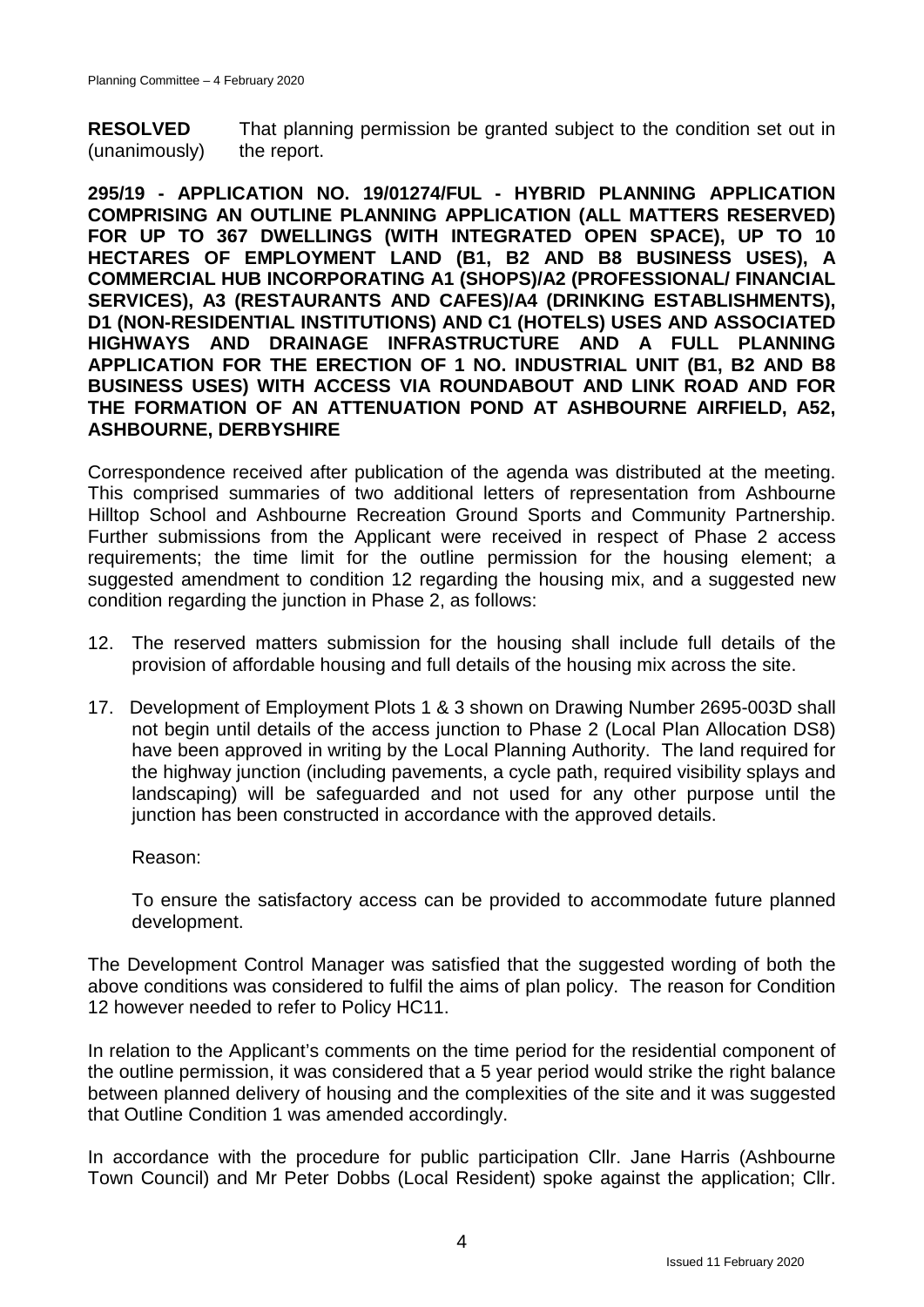**RESOLVED** (unanimously) That planning permission be granted subject to the condition set out in the report.

**295/19 - APPLICATION NO. 19/01274/FUL - HYBRID PLANNING APPLICATION COMPRISING AN OUTLINE PLANNING APPLICATION (ALL MATTERS RESERVED) FOR UP TO 367 DWELLINGS (WITH INTEGRATED OPEN SPACE), UP TO 10 HECTARES OF EMPLOYMENT LAND (B1, B2 AND B8 BUSINESS USES), A COMMERCIAL HUB INCORPORATING A1 (SHOPS)/A2 (PROFESSIONAL/ FINANCIAL SERVICES), A3 (RESTAURANTS AND CAFES)/A4 (DRINKING ESTABLISHMENTS), D1 (NON-RESIDENTIAL INSTITUTIONS) AND C1 (HOTELS) USES AND ASSOCIATED HIGHWAYS AND DRAINAGE INFRASTRUCTURE AND A FULL PLANNING APPLICATION FOR THE ERECTION OF 1 NO. INDUSTRIAL UNIT (B1, B2 AND B8 BUSINESS USES) WITH ACCESS VIA ROUNDABOUT AND LINK ROAD AND FOR THE FORMATION OF AN ATTENUATION POND AT ASHBOURNE AIRFIELD, A52, ASHBOURNE, DERBYSHIRE**

Correspondence received after publication of the agenda was distributed at the meeting. This comprised summaries of two additional letters of representation from Ashbourne Hilltop School and Ashbourne Recreation Ground Sports and Community Partnership. Further submissions from the Applicant were received in respect of Phase 2 access requirements; the time limit for the outline permission for the housing element; a suggested amendment to condition 12 regarding the housing mix, and a suggested new condition regarding the junction in Phase 2, as follows:

12. The reserved matters submission for the housing shall include full details of the provision of affordable housing and full details of the housing mix across the site.

17. Development of Employment Plots 1 & 3 shown on Drawing Number 2695-003D shall not begin until details of the access junction to Phase 2 (Local Plan Allocation DS8) have been approved in writing by the Local Planning Authority. The land required for the highway junction (including pavements, a cycle path, required visibility splays and landscaping) will be safeguarded and not used for any other purpose until the junction has been constructed in accordance with the approved details.

    Reason:

    To ensure the satisfactory access can be provided to accommodate future planned development.

The Development Control Manager was satisfied that the suggested wording of both the above conditions was considered to fulfil the aims of plan policy. The reason for Condition 12 however needed to refer to Policy HC11.

In relation to the Applicant's comments on the time period for the residential component of the outline permission, it was considered that a 5 year period would strike the right balance between planned delivery of housing and the complexities of the site and it was suggested that Outline Condition 1 was amended accordingly.

In accordance with the procedure for public participation Cllr. Jane Harris (Ashbourne Town Council) and Mr Peter Dobbs (Local Resident) spoke against the application; Cllr.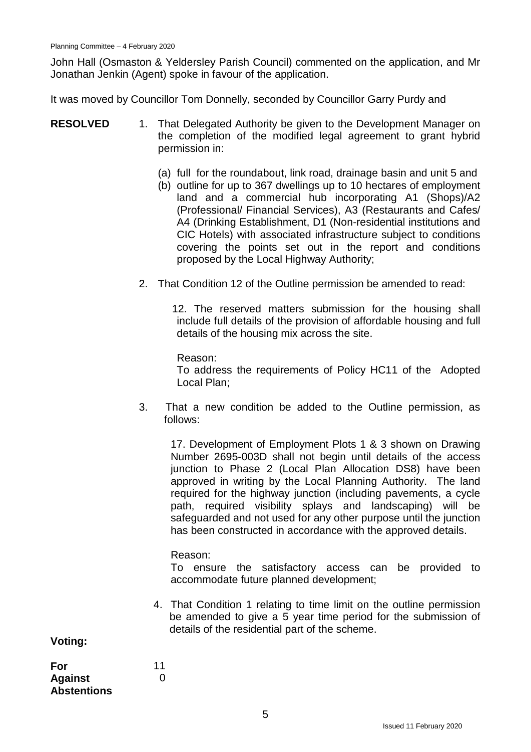John Hall (Osmaston & Yeldersley Parish Council) commented on the application, and Mr Jonathan Jenkin (Agent) spoke in favour of the application.

It was moved by Councillor Tom Donnelly, seconded by Councillor Garry Purdy and

**RESOLVED**

1. That Delegated Authority be given to the Development Manager on the completion of the modified legal agreement to grant hybrid permission in:

   (a) full for the roundabout, link road, drainage basin and unit 5 and

   (b) outline for up to 367 dwellings up to 10 hectares of employment land and a commercial hub incorporating A1 (Shops)/A2 (Professional/ Financial Services), A3 (Restaurants and Cafes/ A4 (Drinking Establishment, D1 (Non-residential institutions and CIC Hotels) with associated infrastructure subject to conditions covering the points set out in the report and conditions proposed by the Local Highway Authority;

2. That Condition 12 of the Outline permission be amended to read:

   12. The reserved matters submission for the housing shall include full details of the provision of affordable housing and full details of the housing mix across the site.

   Reason:
   To address the requirements of Policy HC11 of the Adopted Local Plan;

3. That a new condition be added to the Outline permission, as follows:

   17. Development of Employment Plots 1 & 3 shown on Drawing Number 2695-003D shall not begin until details of the access junction to Phase 2 (Local Plan Allocation DS8) have been approved in writing by the Local Planning Authority. The land required for the highway junction (including pavements, a cycle path, required visibility splays and landscaping) will be safeguarded and not used for any other purpose until the junction has been constructed in accordance with the approved details.

   Reason:
   To ensure the satisfactory access can be provided to accommodate future planned development;

4. That Condition 1 relating to time limit on the outline permission be amended to give a 5 year time period for the submission of details of the residential part of the scheme.

**Voting:**

| | |
|---|---|
| **For** | 11 |
| **Against** | 0 |
| **Abstentions** | |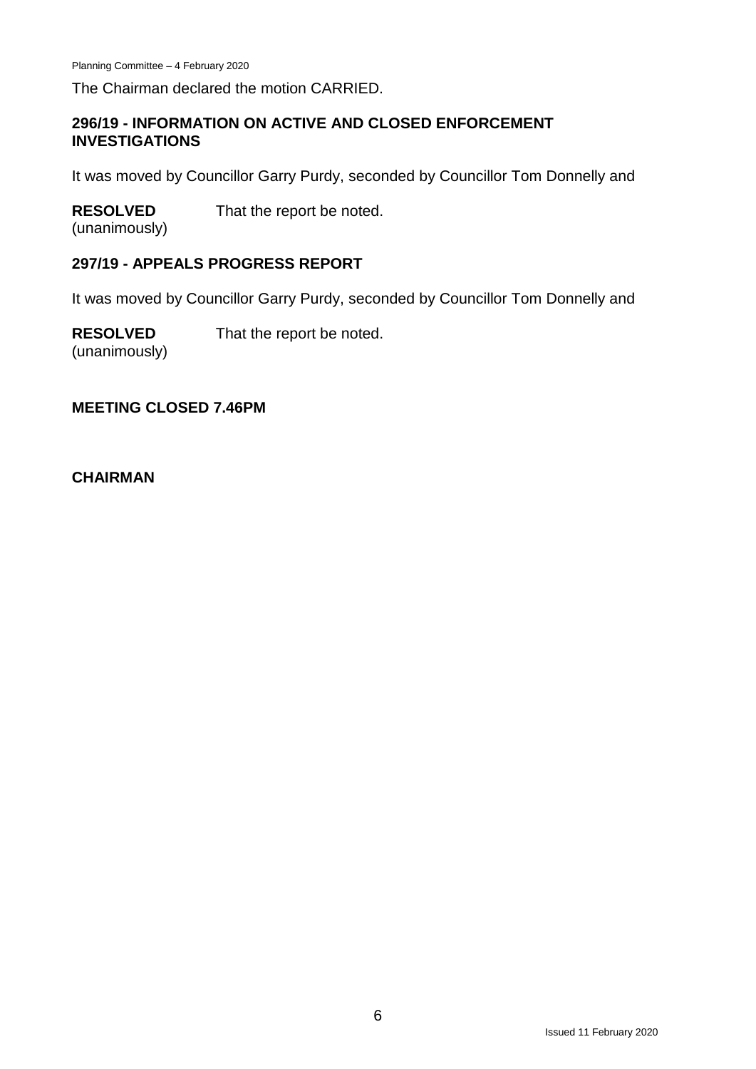The Chairman declared the motion CARRIED.

## 296/19 - INFORMATION ON ACTIVE AND CLOSED ENFORCEMENT INVESTIGATIONS

It was moved by Councillor Garry Purdy, seconded by Councillor Tom Donnelly and

**RESOLVED** (unanimously) That the report be noted.

## 297/19 - APPEALS PROGRESS REPORT

It was moved by Councillor Garry Purdy, seconded by Councillor Tom Donnelly and

**RESOLVED** (unanimously) That the report be noted.

**MEETING CLOSED 7.46PM**

**CHAIRMAN**

Issued 11 February 2020